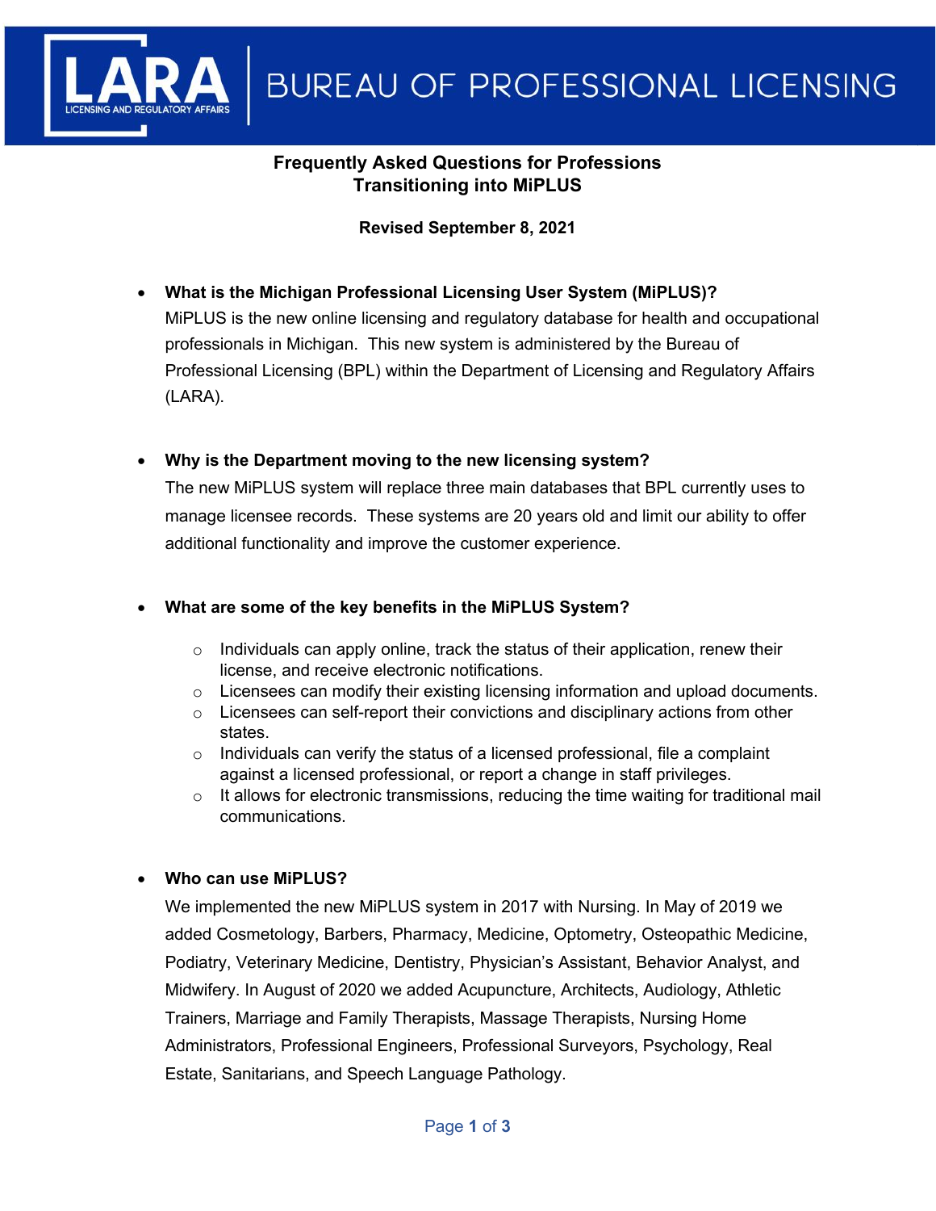LARA
LICENSING AND REGULATORY AFFAIRS

BUREAU OF PROFESSIONAL LICENSING

# Frequently Asked Questions for Professions Transitioning into MiPLUS

**Revised September 8, 2021**

- **What is the Michigan Professional Licensing User System (MiPLUS)?**
  MiPLUS is the new online licensing and regulatory database for health and occupational professionals in Michigan. This new system is administered by the Bureau of Professional Licensing (BPL) within the Department of Licensing and Regulatory Affairs (LARA).

- **Why is the Department moving to the new licensing system?**
  The new MiPLUS system will replace three main databases that BPL currently uses to manage licensee records. These systems are 20 years old and limit our ability to offer additional functionality and improve the customer experience.

- **What are some of the key benefits in the MiPLUS System?**
  - Individuals can apply online, track the status of their application, renew their license, and receive electronic notifications.
  - Licensees can modify their existing licensing information and upload documents.
  - Licensees can self-report their convictions and disciplinary actions from other states.
  - Individuals can verify the status of a licensed professional, file a complaint against a licensed professional, or report a change in staff privileges.
  - It allows for electronic transmissions, reducing the time waiting for traditional mail communications.

- **Who can use MiPLUS?**
  We implemented the new MiPLUS system in 2017 with Nursing. In May of 2019 we added Cosmetology, Barbers, Pharmacy, Medicine, Optometry, Osteopathic Medicine, Podiatry, Veterinary Medicine, Dentistry, Physician's Assistant, Behavior Analyst, and Midwifery. In August of 2020 we added Acupuncture, Architects, Audiology, Athletic Trainers, Marriage and Family Therapists, Massage Therapists, Nursing Home Administrators, Professional Engineers, Professional Surveyors, Psychology, Real Estate, Sanitarians, and Speech Language Pathology.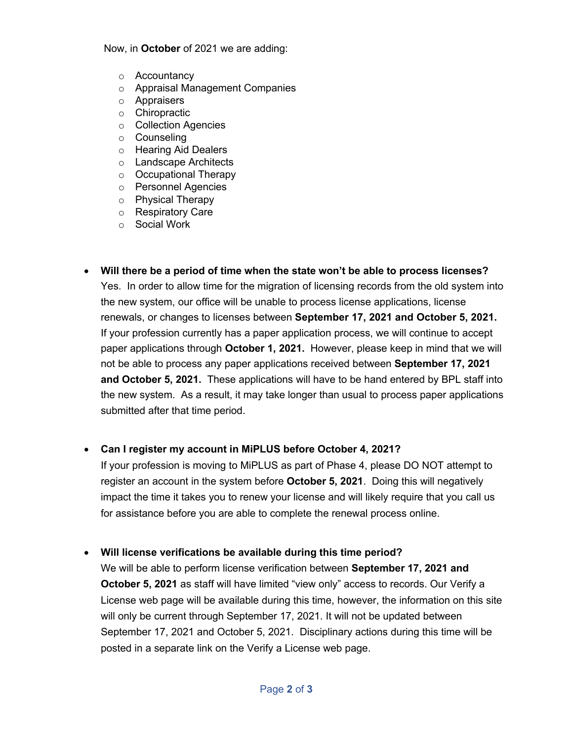Now, in **October** of 2021 we are adding:

- Accountancy
- Appraisal Management Companies
- Appraisers
- Chiropractic
- Collection Agencies
- Counseling
- Hearing Aid Dealers
- Landscape Architects
- Occupational Therapy
- Personnel Agencies
- Physical Therapy
- Respiratory Care
- Social Work

- **Will there be a period of time when the state won't be able to process licenses?**
  Yes. In order to allow time for the migration of licensing records from the old system into the new system, our office will be unable to process license applications, license renewals, or changes to licenses between **September 17, 2021 and October 5, 2021.** If your profession currently has a paper application process, we will continue to accept paper applications through **October 1, 2021.** However, please keep in mind that we will not be able to process any paper applications received between **September 17, 2021 and October 5, 2021.** These applications will have to be hand entered by BPL staff into the new system. As a result, it may take longer than usual to process paper applications submitted after that time period.

- **Can I register my account in MiPLUS before October 4, 2021?**
  If your profession is moving to MiPLUS as part of Phase 4, please DO NOT attempt to register an account in the system before **October 5, 2021**. Doing this will negatively impact the time it takes you to renew your license and will likely require that you call us for assistance before you are able to complete the renewal process online.

- **Will license verifications be available during this time period?**
  We will be able to perform license verification between **September 17, 2021 and October 5, 2021** as staff will have limited "view only" access to records. Our Verify a License web page will be available during this time, however, the information on this site will only be current through September 17, 2021. It will not be updated between September 17, 2021 and October 5, 2021. Disciplinary actions during this time will be posted in a separate link on the Verify a License web page.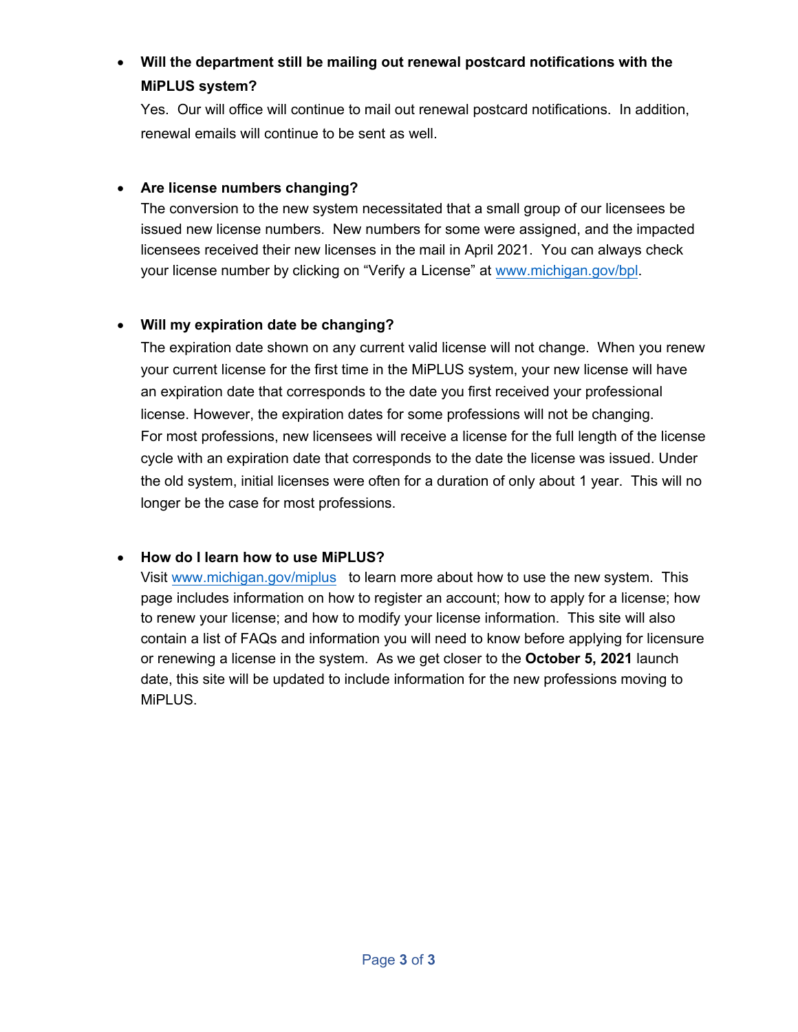- **Will the department still be mailing out renewal postcard notifications with the MiPLUS system?**

  Yes. Our will office will continue to mail out renewal postcard notifications. In addition, renewal emails will continue to be sent as well.

- **Are license numbers changing?**

  The conversion to the new system necessitated that a small group of our licensees be issued new license numbers. New numbers for some were assigned, and the impacted licensees received their new licenses in the mail in April 2021. You can always check your license number by clicking on "Verify a License" at [www.michigan.gov/bpl](www.michigan.gov/bpl).

- **Will my expiration date be changing?**

  The expiration date shown on any current valid license will not change. When you renew your current license for the first time in the MiPLUS system, your new license will have an expiration date that corresponds to the date you first received your professional license. However, the expiration dates for some professions will not be changing.
  For most professions, new licensees will receive a license for the full length of the license cycle with an expiration date that corresponds to the date the license was issued. Under the old system, initial licenses were often for a duration of only about 1 year. This will no longer be the case for most professions.

- **How do I learn how to use MiPLUS?**

  Visit [www.michigan.gov/miplus](www.michigan.gov/miplus) to learn more about how to use the new system. This page includes information on how to register an account; how to apply for a license; how to renew your license; and how to modify your license information. This site will also contain a list of FAQs and information you will need to know before applying for licensure or renewing a license in the system. As we get closer to the **October 5, 2021** launch date, this site will be updated to include information for the new professions moving to MiPLUS.